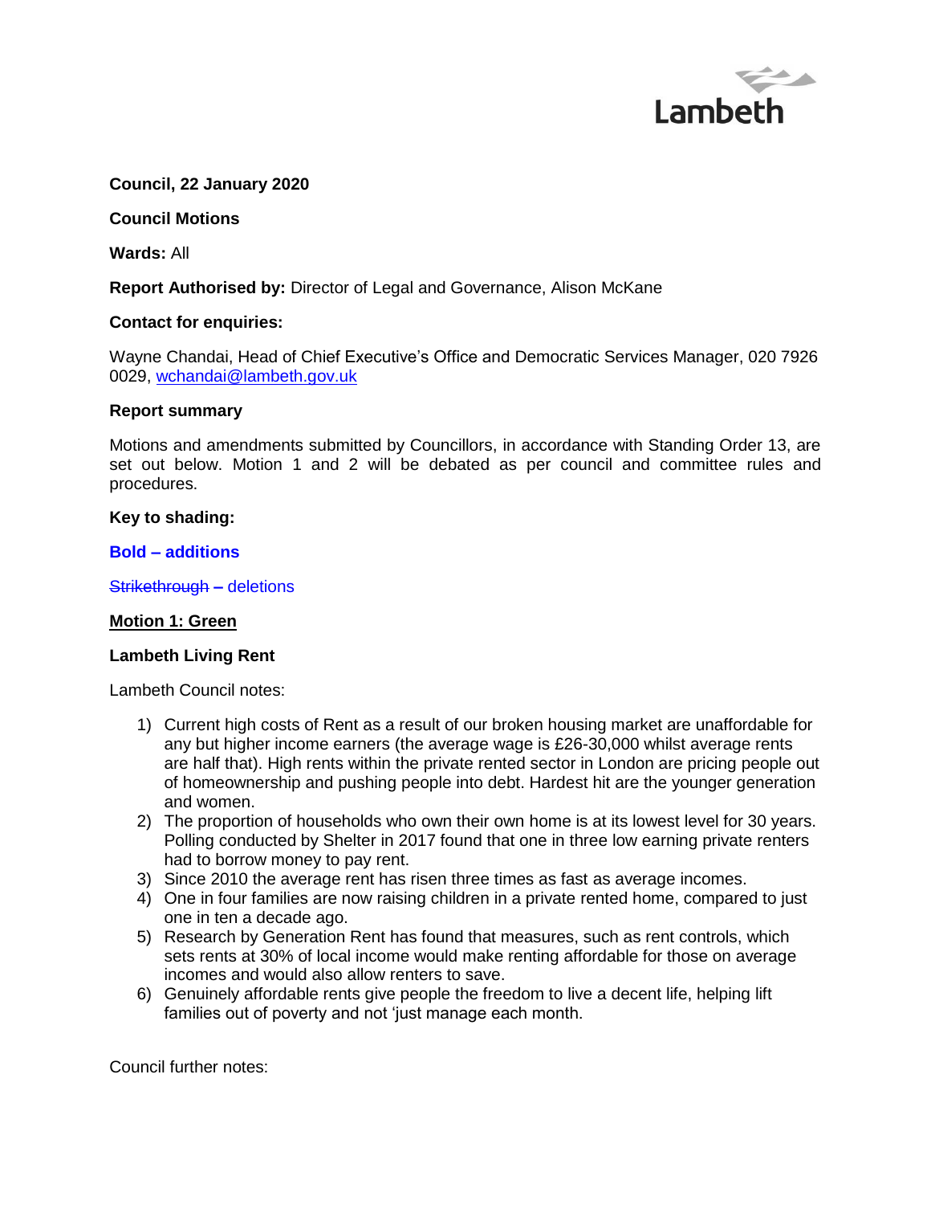Lambeth

**Council, 22 January 2020**

**Council Motions**

**Wards:** All

**Report Authorised by:** Director of Legal and Governance, Alison McKane

**Contact for enquiries:**

Wayne Chandai, Head of Chief Executive's Office and Democratic Services Manager, 020 7926 0029, wchandai@lambeth.gov.uk

**Report summary**

Motions and amendments submitted by Councillors, in accordance with Standing Order 13, are set out below. Motion 1 and 2 will be debated as per council and committee rules and procedures.

**Key to shading:**

**Bold – additions**

~~Strikethrough~~ – deletions

**Motion 1: Green**

**Lambeth Living Rent**

Lambeth Council notes:

1) Current high costs of Rent as a result of our broken housing market are unaffordable for any but higher income earners (the average wage is £26-30,000 whilst average rents are half that). High rents within the private rented sector in London are pricing people out of homeownership and pushing people into debt. Hardest hit are the younger generation and women.
2) The proportion of households who own their own home is at its lowest level for 30 years. Polling conducted by Shelter in 2017 found that one in three low earning private renters had to borrow money to pay rent.
3) Since 2010 the average rent has risen three times as fast as average incomes.
4) One in four families are now raising children in a private rented home, compared to just one in ten a decade ago.
5) Research by Generation Rent has found that measures, such as rent controls, which sets rents at 30% of local income would make renting affordable for those on average incomes and would also allow renters to save.
6) Genuinely affordable rents give people the freedom to live a decent life, helping lift families out of poverty and not 'just manage each month.

Council further notes: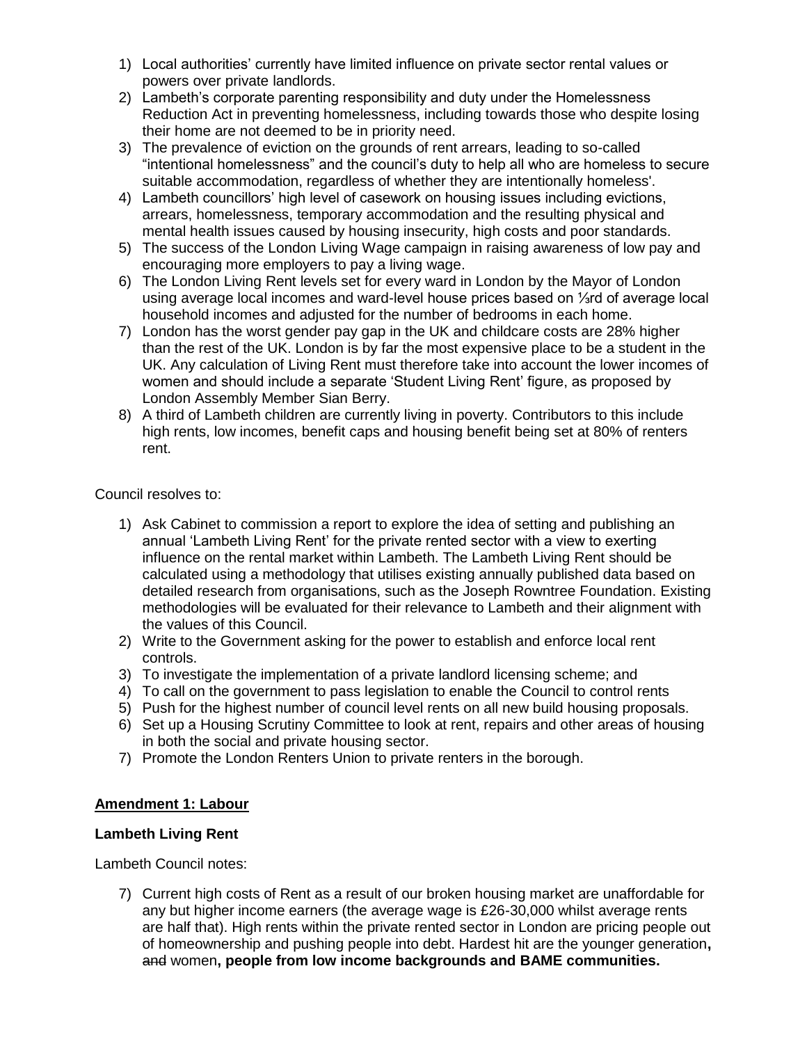1) Local authorities' currently have limited influence on private sector rental values or powers over private landlords.
2) Lambeth's corporate parenting responsibility and duty under the Homelessness Reduction Act in preventing homelessness, including towards those who despite losing their home are not deemed to be in priority need.
3) The prevalence of eviction on the grounds of rent arrears, leading to so-called "intentional homelessness" and the council's duty to help all who are homeless to secure suitable accommodation, regardless of whether they are intentionally homeless'.
4) Lambeth councillors' high level of casework on housing issues including evictions, arrears, homelessness, temporary accommodation and the resulting physical and mental health issues caused by housing insecurity, high costs and poor standards.
5) The success of the London Living Wage campaign in raising awareness of low pay and encouraging more employers to pay a living wage.
6) The London Living Rent levels set for every ward in London by the Mayor of London using average local incomes and ward-level house prices based on ⅓rd of average local household incomes and adjusted for the number of bedrooms in each home.
7) London has the worst gender pay gap in the UK and childcare costs are 28% higher than the rest of the UK. London is by far the most expensive place to be a student in the UK. Any calculation of Living Rent must therefore take into account the lower incomes of women and should include a separate 'Student Living Rent' figure, as proposed by London Assembly Member Sian Berry.
8) A third of Lambeth children are currently living in poverty. Contributors to this include high rents, low incomes, benefit caps and housing benefit being set at 80% of renters rent.

Council resolves to:

1) Ask Cabinet to commission a report to explore the idea of setting and publishing an annual 'Lambeth Living Rent' for the private rented sector with a view to exerting influence on the rental market within Lambeth. The Lambeth Living Rent should be calculated using a methodology that utilises existing annually published data based on detailed research from organisations, such as the Joseph Rowntree Foundation. Existing methodologies will be evaluated for their relevance to Lambeth and their alignment with the values of this Council.
2) Write to the Government asking for the power to establish and enforce local rent controls.
3) To investigate the implementation of a private landlord licensing scheme; and
4) To call on the government to pass legislation to enable the Council to control rents
5) Push for the highest number of council level rents on all new build housing proposals.
6) Set up a Housing Scrutiny Committee to look at rent, repairs and other areas of housing in both the social and private housing sector.
7) Promote the London Renters Union to private renters in the borough.

## Amendment 1: Labour

**Lambeth Living Rent**

Lambeth Council notes:

7) Current high costs of Rent as a result of our broken housing market are unaffordable for any but higher income earners (the average wage is £26-30,000 whilst average rents are half that). High rents within the private rented sector in London are pricing people out of homeownership and pushing people into debt. Hardest hit are the younger generation**,** ~~and~~ women**, people from low income backgrounds and BAME communities.**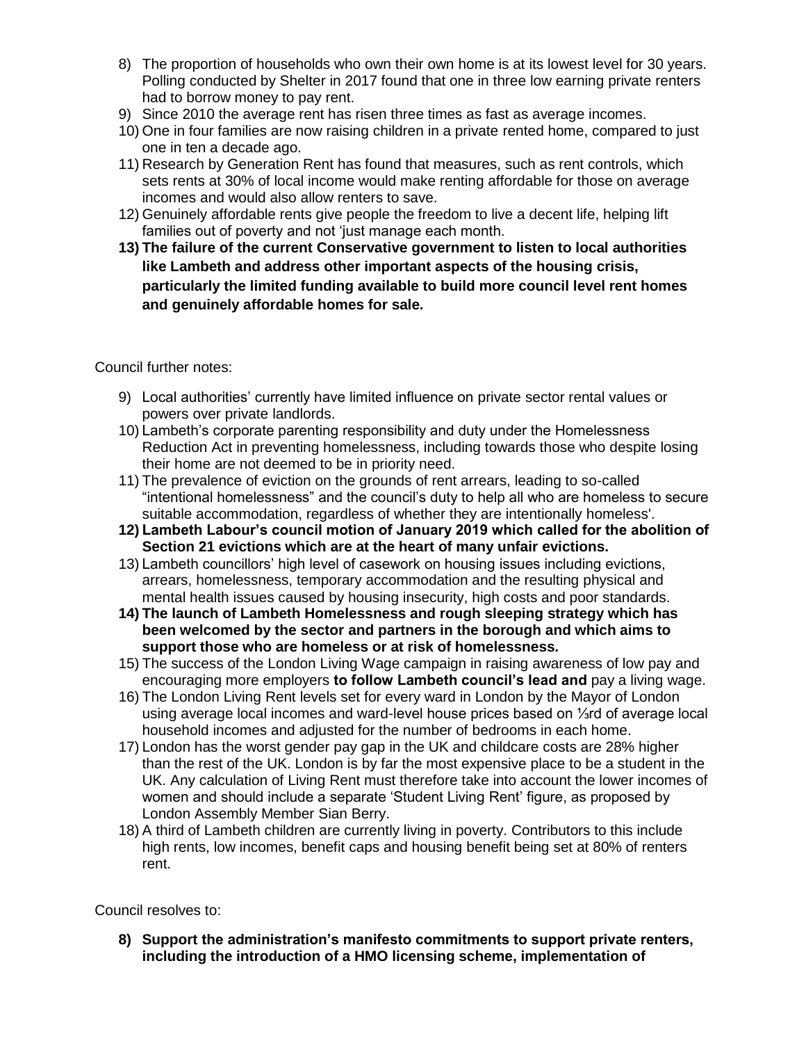8) The proportion of households who own their own home is at its lowest level for 30 years. Polling conducted by Shelter in 2017 found that one in three low earning private renters had to borrow money to pay rent.
9) Since 2010 the average rent has risen three times as fast as average incomes.
10) One in four families are now raising children in a private rented home, compared to just one in ten a decade ago.
11) Research by Generation Rent has found that measures, such as rent controls, which sets rents at 30% of local income would make renting affordable for those on average incomes and would also allow renters to save.
12) Genuinely affordable rents give people the freedom to live a decent life, helping lift families out of poverty and not 'just manage each month.
13) **The failure of the current Conservative government to listen to local authorities like Lambeth and address other important aspects of the housing crisis, particularly the limited funding available to build more council level rent homes and genuinely affordable homes for sale.**

Council further notes:

9) Local authorities' currently have limited influence on private sector rental values or powers over private landlords.
10) Lambeth's corporate parenting responsibility and duty under the Homelessness Reduction Act in preventing homelessness, including towards those who despite losing their home are not deemed to be in priority need.
11) The prevalence of eviction on the grounds of rent arrears, leading to so-called "intentional homelessness" and the council's duty to help all who are homeless to secure suitable accommodation, regardless of whether they are intentionally homeless'.
12) **Lambeth Labour's council motion of January 2019 which called for the abolition of Section 21 evictions which are at the heart of many unfair evictions.**
13) Lambeth councillors' high level of casework on housing issues including evictions, arrears, homelessness, temporary accommodation and the resulting physical and mental health issues caused by housing insecurity, high costs and poor standards.
14) **The launch of Lambeth Homelessness and rough sleeping strategy which has been welcomed by the sector and partners in the borough and which aims to support those who are homeless or at risk of homelessness.**
15) The success of the London Living Wage campaign in raising awareness of low pay and encouraging more employers **to follow Lambeth council's lead and** pay a living wage.
16) The London Living Rent levels set for every ward in London by the Mayor of London using average local incomes and ward-level house prices based on ⅓rd of average local household incomes and adjusted for the number of bedrooms in each home.
17) London has the worst gender pay gap in the UK and childcare costs are 28% higher than the rest of the UK. London is by far the most expensive place to be a student in the UK. Any calculation of Living Rent must therefore take into account the lower incomes of women and should include a separate 'Student Living Rent' figure, as proposed by London Assembly Member Sian Berry.
18) A third of Lambeth children are currently living in poverty. Contributors to this include high rents, low incomes, benefit caps and housing benefit being set at 80% of renters rent.

Council resolves to:

8) **Support the administration's manifesto commitments to support private renters, including the introduction of a HMO licensing scheme, implementation of**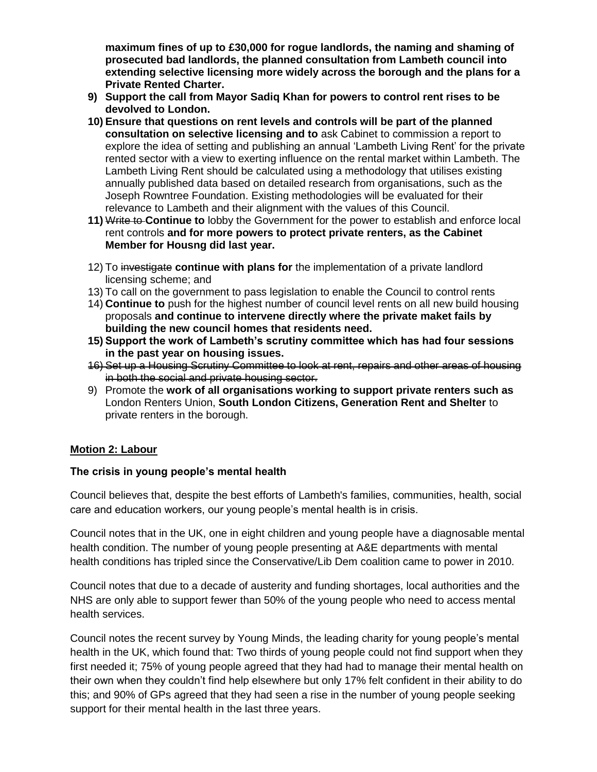**maximum fines of up to £30,000 for rogue landlords, the naming and shaming of prosecuted bad landlords, the planned consultation from Lambeth council into extending selective licensing more widely across the borough and the plans for a Private Rented Charter.**

9) **Support the call from Mayor Sadiq Khan for powers to control rent rises to be devolved to London.**
10) **Ensure that questions on rent levels and controls will be part of the planned consultation on selective licensing and to** ask Cabinet to commission a report to explore the idea of setting and publishing an annual 'Lambeth Living Rent' for the private rented sector with a view to exerting influence on the rental market within Lambeth. The Lambeth Living Rent should be calculated using a methodology that utilises existing annually published data based on detailed research from organisations, such as the Joseph Rowntree Foundation. Existing methodologies will be evaluated for their relevance to Lambeth and their alignment with the values of this Council.
11) ~~Write to~~ **Continue to** lobby the Government for the power to establish and enforce local rent controls **and for more powers to protect private renters, as the Cabinet Member for Housng did last year.**
12) To ~~investigate~~ **continue with plans for** the implementation of a private landlord licensing scheme; and
13) To call on the government to pass legislation to enable the Council to control rents
14) **Continue to** push for the highest number of council level rents on all new build housing proposals **and continue to intervene directly where the private maket fails by building the new council homes that residents need.**
15) **Support the work of Lambeth's scrutiny committee which has had four sessions in the past year on housing issues.**
16) ~~Set up a Housing Scrutiny Committee to look at rent, repairs and other areas of housing in both the social and private housing sector.~~
9) Promote the **work of all organisations working to support private renters such as** London Renters Union, **South London Citizens, Generation Rent and Shelter** to private renters in the borough.

**Motion 2: Labour**

**The crisis in young people's mental health**

Council believes that, despite the best efforts of Lambeth's families, communities, health, social care and education workers, our young people's mental health is in crisis.

Council notes that in the UK, one in eight children and young people have a diagnosable mental health condition. The number of young people presenting at A&E departments with mental health conditions has tripled since the Conservative/Lib Dem coalition came to power in 2010.

Council notes that due to a decade of austerity and funding shortages, local authorities and the NHS are only able to support fewer than 50% of the young people who need to access mental health services.

Council notes the recent survey by Young Minds, the leading charity for young people's mental health in the UK, which found that: Two thirds of young people could not find support when they first needed it; 75% of young people agreed that they had had to manage their mental health on their own when they couldn't find help elsewhere but only 17% felt confident in their ability to do this; and 90% of GPs agreed that they had seen a rise in the number of young people seeking support for their mental health in the last three years.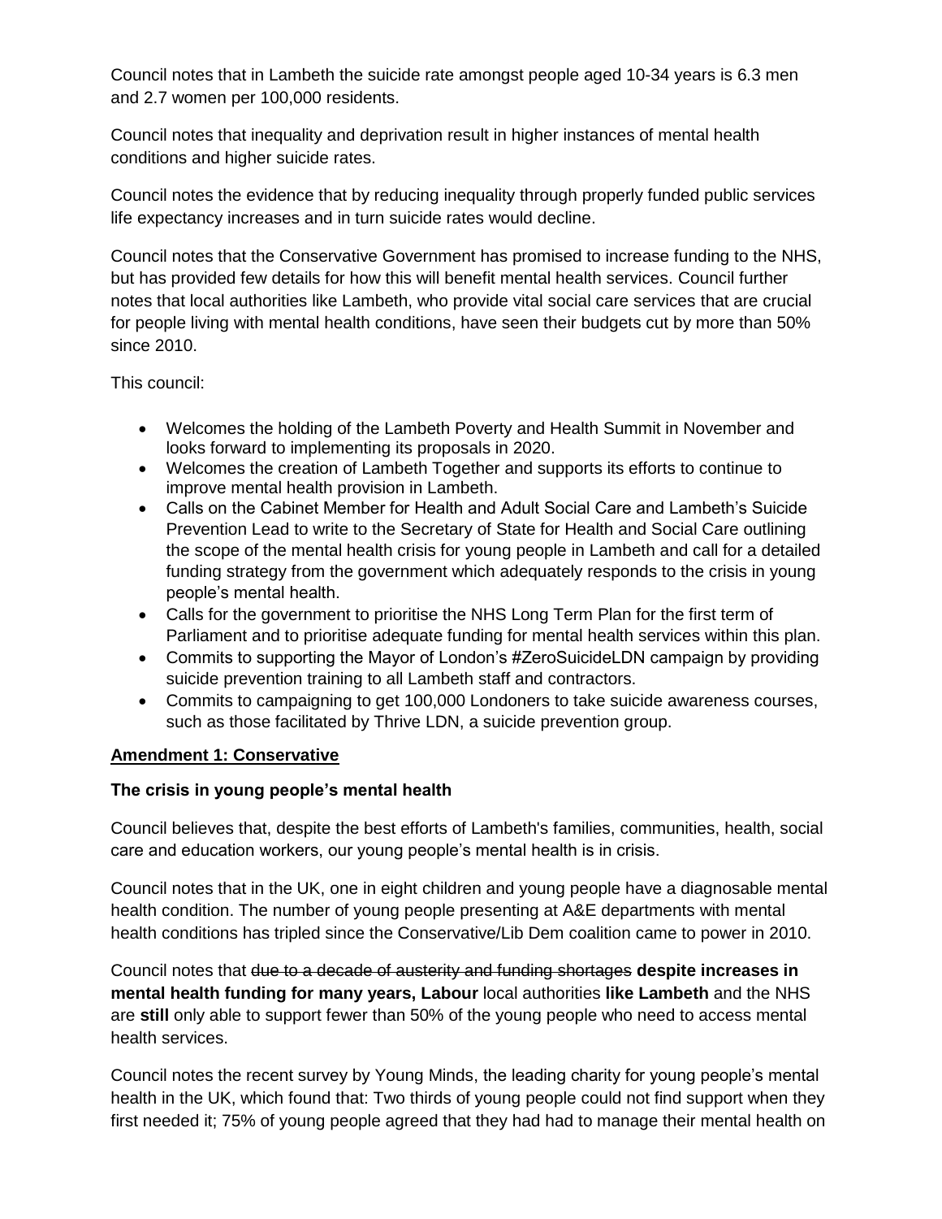Council notes that in Lambeth the suicide rate amongst people aged 10-34 years is 6.3 men and 2.7 women per 100,000 residents.

Council notes that inequality and deprivation result in higher instances of mental health conditions and higher suicide rates.

Council notes the evidence that by reducing inequality through properly funded public services life expectancy increases and in turn suicide rates would decline.

Council notes that the Conservative Government has promised to increase funding to the NHS, but has provided few details for how this will benefit mental health services. Council further notes that local authorities like Lambeth, who provide vital social care services that are crucial for people living with mental health conditions, have seen their budgets cut by more than 50% since 2010.

This council:

- Welcomes the holding of the Lambeth Poverty and Health Summit in November and looks forward to implementing its proposals in 2020.
- Welcomes the creation of Lambeth Together and supports its efforts to continue to improve mental health provision in Lambeth.
- Calls on the Cabinet Member for Health and Adult Social Care and Lambeth's Suicide Prevention Lead to write to the Secretary of State for Health and Social Care outlining the scope of the mental health crisis for young people in Lambeth and call for a detailed funding strategy from the government which adequately responds to the crisis in young people's mental health.
- Calls for the government to prioritise the NHS Long Term Plan for the first term of Parliament and to prioritise adequate funding for mental health services within this plan.
- Commits to supporting the Mayor of London's #ZeroSuicideLDN campaign by providing suicide prevention training to all Lambeth staff and contractors.
- Commits to campaigning to get 100,000 Londoners to take suicide awareness courses, such as those facilitated by Thrive LDN, a suicide prevention group.

**Amendment 1: Conservative**

**The crisis in young people's mental health**

Council believes that, despite the best efforts of Lambeth's families, communities, health, social care and education workers, our young people's mental health is in crisis.

Council notes that in the UK, one in eight children and young people have a diagnosable mental health condition. The number of young people presenting at A&E departments with mental health conditions has tripled since the Conservative/Lib Dem coalition came to power in 2010.

Council notes that ~~due to a decade of austerity and funding shortages~~ **despite increases in mental health funding for many years, Labour** local authorities **like Lambeth** and the NHS are **still** only able to support fewer than 50% of the young people who need to access mental health services.

Council notes the recent survey by Young Minds, the leading charity for young people's mental health in the UK, which found that: Two thirds of young people could not find support when they first needed it; 75% of young people agreed that they had had to manage their mental health on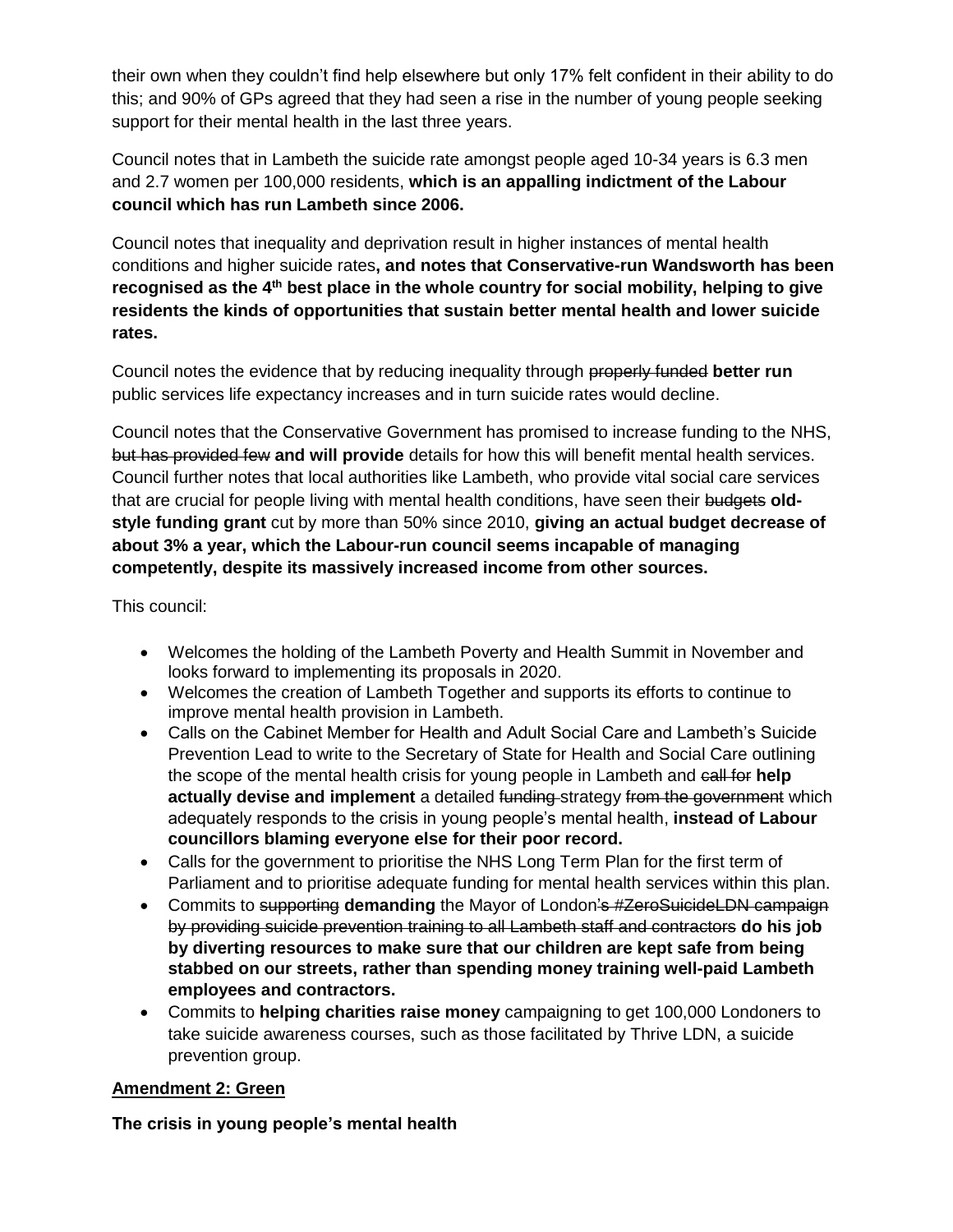their own when they couldn't find help elsewhere but only 17% felt confident in their ability to do this; and 90% of GPs agreed that they had seen a rise in the number of young people seeking support for their mental health in the last three years.

Council notes that in Lambeth the suicide rate amongst people aged 10-34 years is 6.3 men and 2.7 women per 100,000 residents, **which is an appalling indictment of the Labour council which has run Lambeth since 2006.**

Council notes that inequality and deprivation result in higher instances of mental health conditions and higher suicide rates**, and notes that Conservative-run Wandsworth has been recognised as the 4th best place in the whole country for social mobility, helping to give residents the kinds of opportunities that sustain better mental health and lower suicide rates.**

Council notes the evidence that by reducing inequality through ~~properly funded~~ **better run** public services life expectancy increases and in turn suicide rates would decline.

Council notes that the Conservative Government has promised to increase funding to the NHS, ~~but has provided few~~ **and will provide** details for how this will benefit mental health services. Council further notes that local authorities like Lambeth, who provide vital social care services that are crucial for people living with mental health conditions, have seen their ~~budgets~~ **old-style funding grant** cut by more than 50% since 2010, **giving an actual budget decrease of about 3% a year, which the Labour-run council seems incapable of managing competently, despite its massively increased income from other sources.**

This council:

- Welcomes the holding of the Lambeth Poverty and Health Summit in November and looks forward to implementing its proposals in 2020.
- Welcomes the creation of Lambeth Together and supports its efforts to continue to improve mental health provision in Lambeth.
- Calls on the Cabinet Member for Health and Adult Social Care and Lambeth's Suicide Prevention Lead to write to the Secretary of State for Health and Social Care outlining the scope of the mental health crisis for young people in Lambeth and ~~call for~~ **help actually devise and implement** a detailed ~~funding~~ strategy ~~from the government~~ which adequately responds to the crisis in young people's mental health, **instead of Labour councillors blaming everyone else for their poor record.**
- Calls for the government to prioritise the NHS Long Term Plan for the first term of Parliament and to prioritise adequate funding for mental health services within this plan.
- Commits to ~~supporting~~ **demanding** the Mayor of London~~'s #ZeroSuicideLDN campaign by providing suicide prevention training to all Lambeth staff and contractors~~ **do his job by diverting resources to make sure that our children are kept safe from being stabbed on our streets, rather than spending money training well-paid Lambeth employees and contractors.**
- Commits to **helping charities raise money** campaigning to get 100,000 Londoners to take suicide awareness courses, such as those facilitated by Thrive LDN, a suicide prevention group.

**Amendment 2: Green**

**The crisis in young people's mental health**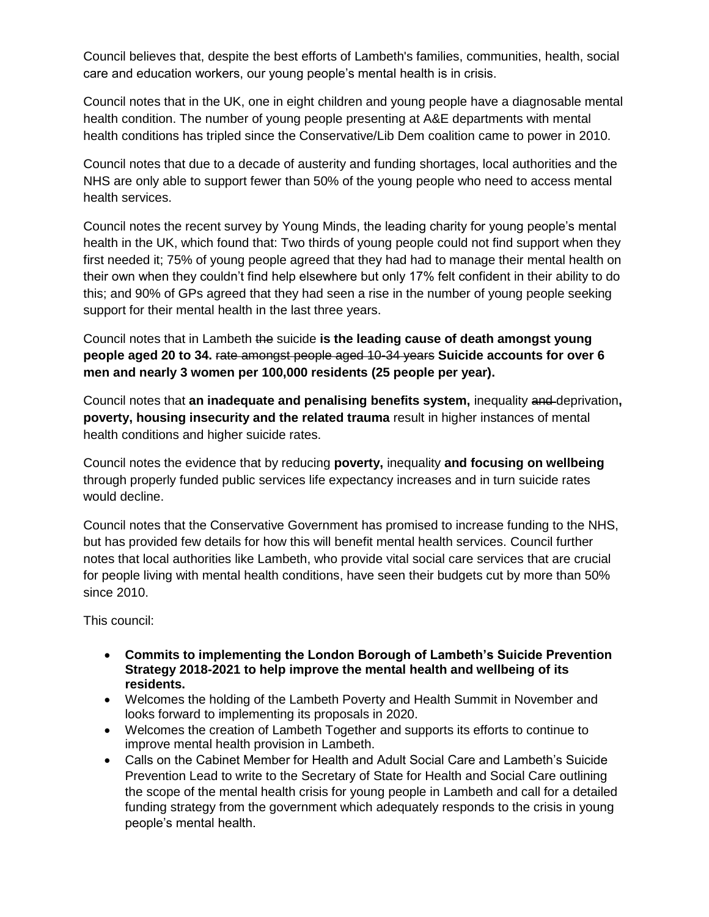Council believes that, despite the best efforts of Lambeth's families, communities, health, social care and education workers, our young people's mental health is in crisis.

Council notes that in the UK, one in eight children and young people have a diagnosable mental health condition. The number of young people presenting at A&E departments with mental health conditions has tripled since the Conservative/Lib Dem coalition came to power in 2010.

Council notes that due to a decade of austerity and funding shortages, local authorities and the NHS are only able to support fewer than 50% of the young people who need to access mental health services.

Council notes the recent survey by Young Minds, the leading charity for young people's mental health in the UK, which found that: Two thirds of young people could not find support when they first needed it; 75% of young people agreed that they had had to manage their mental health on their own when they couldn't find help elsewhere but only 17% felt confident in their ability to do this; and 90% of GPs agreed that they had seen a rise in the number of young people seeking support for their mental health in the last three years.

Council notes that in Lambeth ~~the~~ suicide **is the leading cause of death amongst young people aged 20 to 34.** ~~rate amongst people aged 10-34 years~~ **Suicide accounts for over 6 men and nearly 3 women per 100,000 residents (25 people per year).**

Council notes that **an inadequate and penalising benefits system,** inequality ~~and~~ deprivation**, poverty, housing insecurity and the related trauma** result in higher instances of mental health conditions and higher suicide rates.

Council notes the evidence that by reducing **poverty,** inequality **and focusing on wellbeing** through properly funded public services life expectancy increases and in turn suicide rates would decline.

Council notes that the Conservative Government has promised to increase funding to the NHS, but has provided few details for how this will benefit mental health services. Council further notes that local authorities like Lambeth, who provide vital social care services that are crucial for people living with mental health conditions, have seen their budgets cut by more than 50% since 2010.

This council:

- **Commits to implementing the London Borough of Lambeth's Suicide Prevention Strategy 2018-2021 to help improve the mental health and wellbeing of its residents.**
- Welcomes the holding of the Lambeth Poverty and Health Summit in November and looks forward to implementing its proposals in 2020.
- Welcomes the creation of Lambeth Together and supports its efforts to continue to improve mental health provision in Lambeth.
- Calls on the Cabinet Member for Health and Adult Social Care and Lambeth's Suicide Prevention Lead to write to the Secretary of State for Health and Social Care outlining the scope of the mental health crisis for young people in Lambeth and call for a detailed funding strategy from the government which adequately responds to the crisis in young people's mental health.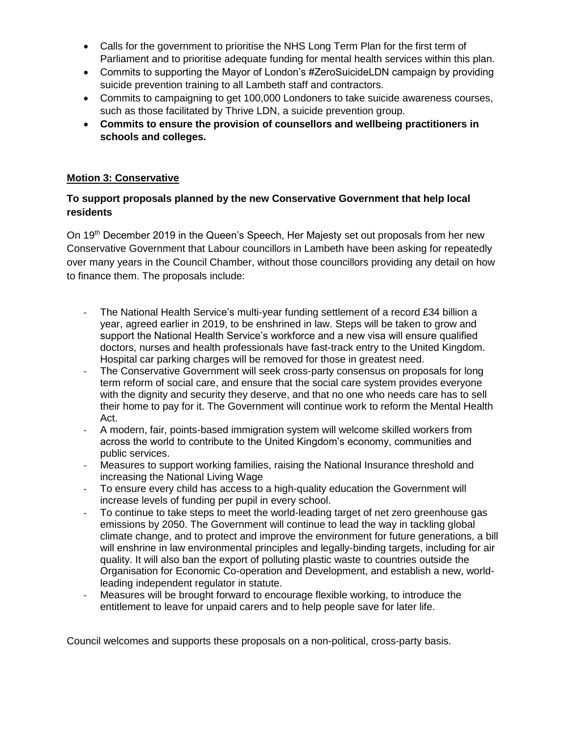- Calls for the government to prioritise the NHS Long Term Plan for the first term of Parliament and to prioritise adequate funding for mental health services within this plan.
- Commits to supporting the Mayor of London's #ZeroSuicideLDN campaign by providing suicide prevention training to all Lambeth staff and contractors.
- Commits to campaigning to get 100,000 Londoners to take suicide awareness courses, such as those facilitated by Thrive LDN, a suicide prevention group.
- **Commits to ensure the provision of counsellors and wellbeing practitioners in schools and colleges.**

## <u>Motion 3: Conservative</u>

### To support proposals planned by the new Conservative Government that help local residents

On 19th December 2019 in the Queen's Speech, Her Majesty set out proposals from her new Conservative Government that Labour councillors in Lambeth have been asking for repeatedly over many years in the Council Chamber, without those councillors providing any detail on how to finance them. The proposals include:

- The National Health Service's multi-year funding settlement of a record £34 billion a year, agreed earlier in 2019, to be enshrined in law. Steps will be taken to grow and support the National Health Service's workforce and a new visa will ensure qualified doctors, nurses and health professionals have fast-track entry to the United Kingdom. Hospital car parking charges will be removed for those in greatest need.
- The Conservative Government will seek cross-party consensus on proposals for long term reform of social care, and ensure that the social care system provides everyone with the dignity and security they deserve, and that no one who needs care has to sell their home to pay for it. The Government will continue work to reform the Mental Health Act.
- A modern, fair, points-based immigration system will welcome skilled workers from across the world to contribute to the United Kingdom's economy, communities and public services.
- Measures to support working families, raising the National Insurance threshold and increasing the National Living Wage
- To ensure every child has access to a high-quality education the Government will increase levels of funding per pupil in every school.
- To continue to take steps to meet the world-leading target of net zero greenhouse gas emissions by 2050. The Government will continue to lead the way in tackling global climate change, and to protect and improve the environment for future generations, a bill will enshrine in law environmental principles and legally-binding targets, including for air quality. It will also ban the export of polluting plastic waste to countries outside the Organisation for Economic Co-operation and Development, and establish a new, world-leading independent regulator in statute.
- Measures will be brought forward to encourage flexible working, to introduce the entitlement to leave for unpaid carers and to help people save for later life.

Council welcomes and supports these proposals on a non-political, cross-party basis.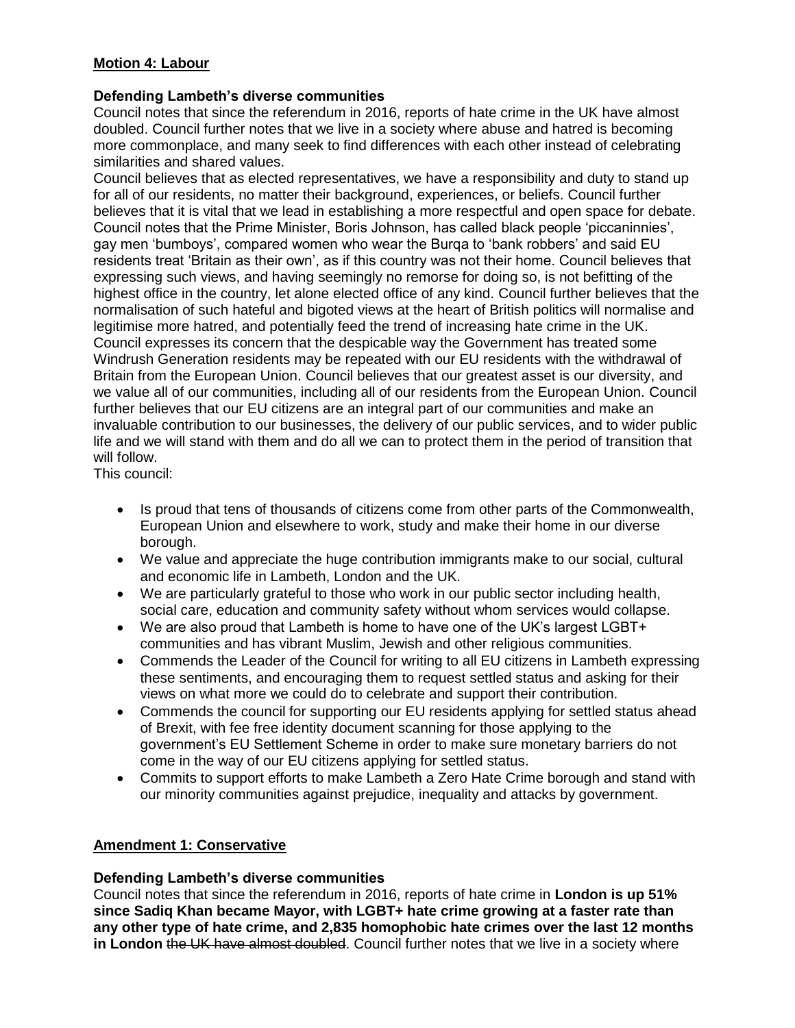**Motion 4: Labour**

**Defending Lambeth's diverse communities**

Council notes that since the referendum in 2016, reports of hate crime in the UK have almost doubled. Council further notes that we live in a society where abuse and hatred is becoming more commonplace, and many seek to find differences with each other instead of celebrating similarities and shared values.

Council believes that as elected representatives, we have a responsibility and duty to stand up for all of our residents, no matter their background, experiences, or beliefs. Council further believes that it is vital that we lead in establishing a more respectful and open space for debate. Council notes that the Prime Minister, Boris Johnson, has called black people 'piccaninnies', gay men 'bumboys', compared women who wear the Burqa to 'bank robbers' and said EU residents treat 'Britain as their own', as if this country was not their home. Council believes that expressing such views, and having seemingly no remorse for doing so, is not befitting of the highest office in the country, let alone elected office of any kind. Council further believes that the normalisation of such hateful and bigoted views at the heart of British politics will normalise and legitimise more hatred, and potentially feed the trend of increasing hate crime in the UK. Council expresses its concern that the despicable way the Government has treated some Windrush Generation residents may be repeated with our EU residents with the withdrawal of Britain from the European Union. Council believes that our greatest asset is our diversity, and we value all of our communities, including all of our residents from the European Union. Council further believes that our EU citizens are an integral part of our communities and make an invaluable contribution to our businesses, the delivery of our public services, and to wider public life and we will stand with them and do all we can to protect them in the period of transition that will follow.

This council:

- Is proud that tens of thousands of citizens come from other parts of the Commonwealth, European Union and elsewhere to work, study and make their home in our diverse borough.
- We value and appreciate the huge contribution immigrants make to our social, cultural and economic life in Lambeth, London and the UK.
- We are particularly grateful to those who work in our public sector including health, social care, education and community safety without whom services would collapse.
- We are also proud that Lambeth is home to have one of the UK's largest LGBT+ communities and has vibrant Muslim, Jewish and other religious communities.
- Commends the Leader of the Council for writing to all EU citizens in Lambeth expressing these sentiments, and encouraging them to request settled status and asking for their views on what more we could do to celebrate and support their contribution.
- Commends the council for supporting our EU residents applying for settled status ahead of Brexit, with fee free identity document scanning for those applying to the government's EU Settlement Scheme in order to make sure monetary barriers do not come in the way of our EU citizens applying for settled status.
- Commits to support efforts to make Lambeth a Zero Hate Crime borough and stand with our minority communities against prejudice, inequality and attacks by government.

**Amendment 1: Conservative**

**Defending Lambeth's diverse communities**

Council notes that since the referendum in 2016, reports of hate crime in **London is up 51% since Sadiq Khan became Mayor, with LGBT+ hate crime growing at a faster rate than any other type of hate crime, and 2,835 homophobic hate crimes over the last 12 months in London** ~~the UK have almost doubled~~. Council further notes that we live in a society where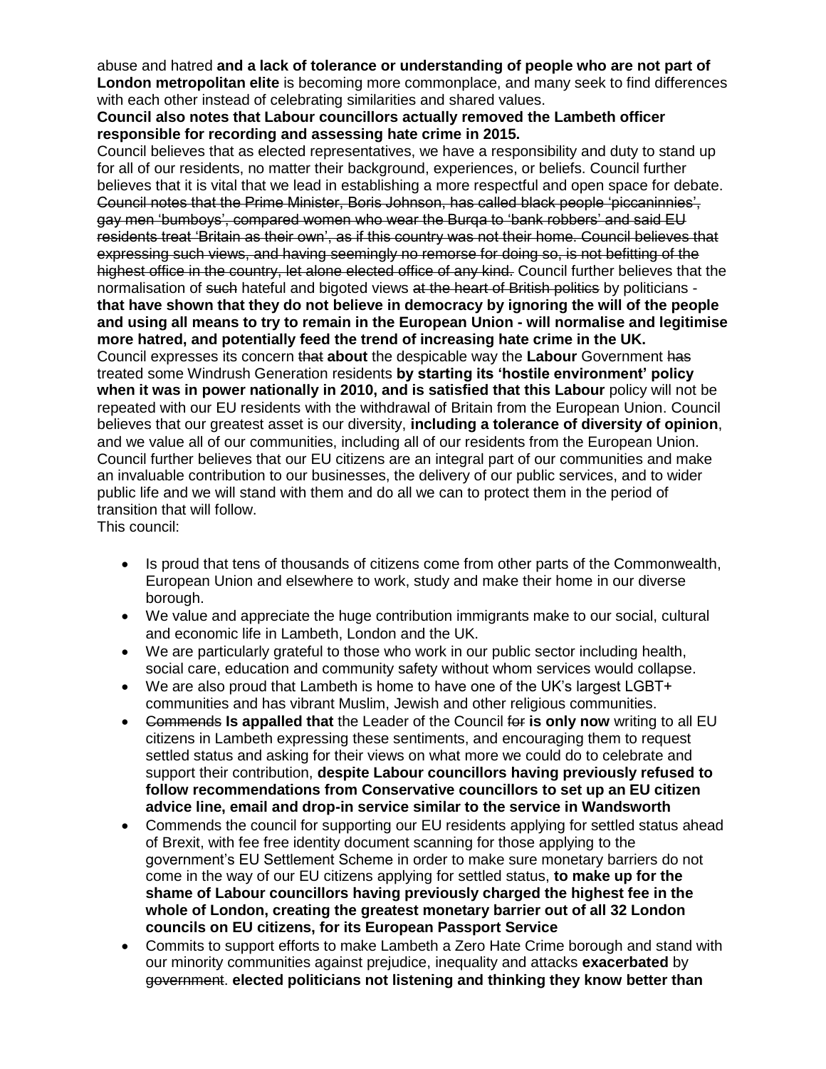abuse and hatred **and a lack of tolerance or understanding of people who are not part of London metropolitan elite** is becoming more commonplace, and many seek to find differences with each other instead of celebrating similarities and shared values.

**Council also notes that Labour councillors actually removed the Lambeth officer responsible for recording and assessing hate crime in 2015.**

Council believes that as elected representatives, we have a responsibility and duty to stand up for all of our residents, no matter their background, experiences, or beliefs. Council further believes that it is vital that we lead in establishing a more respectful and open space for debate. ~~Council notes that the Prime Minister, Boris Johnson, has called black people 'piccaninnies', gay men 'bumboys', compared women who wear the Burqa to 'bank robbers' and said EU residents treat 'Britain as their own', as if this country was not their home. Council believes that expressing such views, and having seemingly no remorse for doing so, is not befitting of the highest office in the country, let alone elected office of any kind.~~ Council further believes that the normalisation of ~~such~~ hateful and bigoted views ~~at the heart of British politics~~ by politicians - **that have shown that they do not believe in democracy by ignoring the will of the people and using all means to try to remain in the European Union - will normalise and legitimise more hatred, and potentially feed the trend of increasing hate crime in the UK.**

Council expresses its concern ~~that~~ **about** the despicable way the **Labour** Government ~~has~~ treated some Windrush Generation residents **by starting its 'hostile environment' policy when it was in power nationally in 2010, and is satisfied that this Labour** policy will not be repeated with our EU residents with the withdrawal of Britain from the European Union. Council believes that our greatest asset is our diversity, **including a tolerance of diversity of opinion**, and we value all of our communities, including all of our residents from the European Union. Council further believes that our EU citizens are an integral part of our communities and make an invaluable contribution to our businesses, the delivery of our public services, and to wider public life and we will stand with them and do all we can to protect them in the period of transition that will follow.

This council:

- Is proud that tens of thousands of citizens come from other parts of the Commonwealth, European Union and elsewhere to work, study and make their home in our diverse borough.
- We value and appreciate the huge contribution immigrants make to our social, cultural and economic life in Lambeth, London and the UK.
- We are particularly grateful to those who work in our public sector including health, social care, education and community safety without whom services would collapse.
- We are also proud that Lambeth is home to have one of the UK's largest LGBT+ communities and has vibrant Muslim, Jewish and other religious communities.
- ~~Commends~~ **Is appalled that** the Leader of the Council ~~for~~ **is only now** writing to all EU citizens in Lambeth expressing these sentiments, and encouraging them to request settled status and asking for their views on what more we could do to celebrate and support their contribution, **despite Labour councillors having previously refused to follow recommendations from Conservative councillors to set up an EU citizen advice line, email and drop-in service similar to the service in Wandsworth**
- Commends the council for supporting our EU residents applying for settled status ahead of Brexit, with fee free identity document scanning for those applying to the government's EU Settlement Scheme in order to make sure monetary barriers do not come in the way of our EU citizens applying for settled status, **to make up for the shame of Labour councillors having previously charged the highest fee in the whole of London, creating the greatest monetary barrier out of all 32 London councils on EU citizens, for its European Passport Service**
- Commits to support efforts to make Lambeth a Zero Hate Crime borough and stand with our minority communities against prejudice, inequality and attacks **exacerbated** by ~~government~~. **elected politicians not listening and thinking they know better than**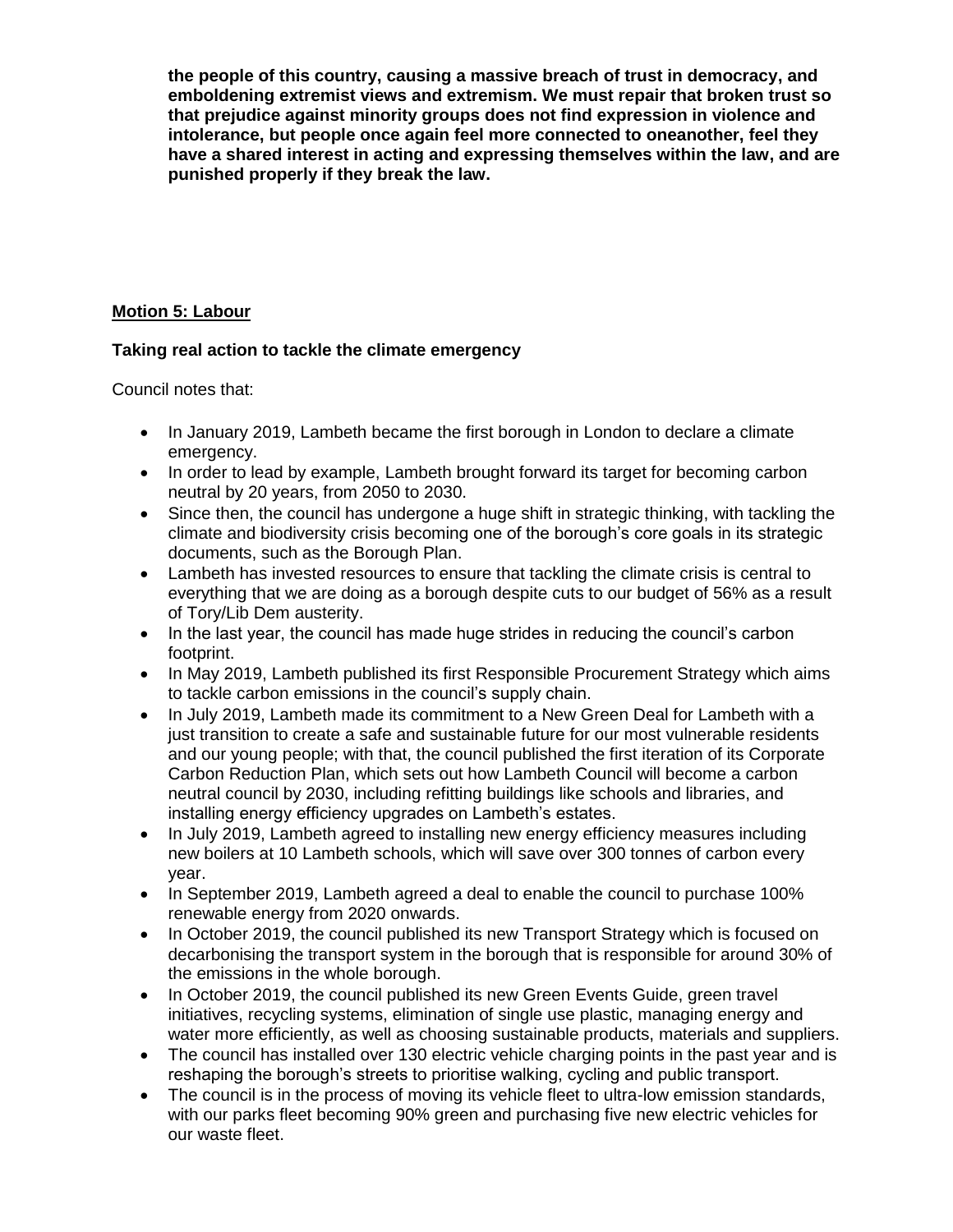**the people of this country, causing a massive breach of trust in democracy, and emboldening extremist views and extremism. We must repair that broken trust so that prejudice against minority groups does not find expression in violence and intolerance, but people once again feel more connected to oneanother, feel they have a shared interest in acting and expressing themselves within the law, and are punished properly if they break the law.**

## Motion 5: Labour

### Taking real action to tackle the climate emergency

Council notes that:

- In January 2019, Lambeth became the first borough in London to declare a climate emergency.
- In order to lead by example, Lambeth brought forward its target for becoming carbon neutral by 20 years, from 2050 to 2030.
- Since then, the council has undergone a huge shift in strategic thinking, with tackling the climate and biodiversity crisis becoming one of the borough's core goals in its strategic documents, such as the Borough Plan.
- Lambeth has invested resources to ensure that tackling the climate crisis is central to everything that we are doing as a borough despite cuts to our budget of 56% as a result of Tory/Lib Dem austerity.
- In the last year, the council has made huge strides in reducing the council's carbon footprint.
- In May 2019, Lambeth published its first Responsible Procurement Strategy which aims to tackle carbon emissions in the council's supply chain.
- In July 2019, Lambeth made its commitment to a New Green Deal for Lambeth with a just transition to create a safe and sustainable future for our most vulnerable residents and our young people; with that, the council published the first iteration of its Corporate Carbon Reduction Plan, which sets out how Lambeth Council will become a carbon neutral council by 2030, including refitting buildings like schools and libraries, and installing energy efficiency upgrades on Lambeth's estates.
- In July 2019, Lambeth agreed to installing new energy efficiency measures including new boilers at 10 Lambeth schools, which will save over 300 tonnes of carbon every year.
- In September 2019, Lambeth agreed a deal to enable the council to purchase 100% renewable energy from 2020 onwards.
- In October 2019, the council published its new Transport Strategy which is focused on decarbonising the transport system in the borough that is responsible for around 30% of the emissions in the whole borough.
- In October 2019, the council published its new Green Events Guide, green travel initiatives, recycling systems, elimination of single use plastic, managing energy and water more efficiently, as well as choosing sustainable products, materials and suppliers.
- The council has installed over 130 electric vehicle charging points in the past year and is reshaping the borough's streets to prioritise walking, cycling and public transport.
- The council is in the process of moving its vehicle fleet to ultra-low emission standards, with our parks fleet becoming 90% green and purchasing five new electric vehicles for our waste fleet.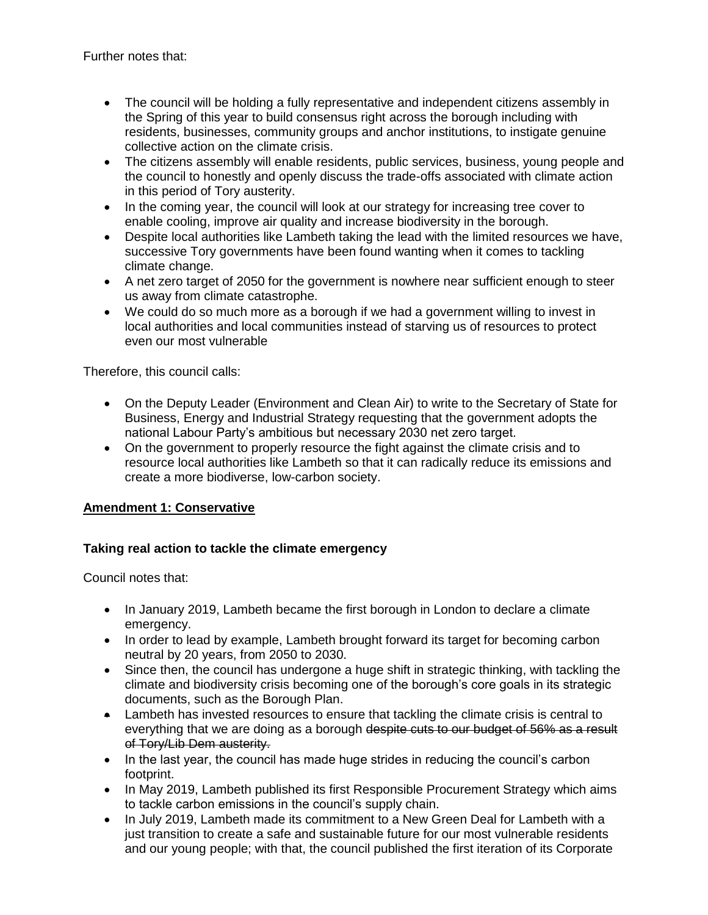Further notes that:

- The council will be holding a fully representative and independent citizens assembly in the Spring of this year to build consensus right across the borough including with residents, businesses, community groups and anchor institutions, to instigate genuine collective action on the climate crisis.
- The citizens assembly will enable residents, public services, business, young people and the council to honestly and openly discuss the trade-offs associated with climate action in this period of Tory austerity.
- In the coming year, the council will look at our strategy for increasing tree cover to enable cooling, improve air quality and increase biodiversity in the borough.
- Despite local authorities like Lambeth taking the lead with the limited resources we have, successive Tory governments have been found wanting when it comes to tackling climate change.
- A net zero target of 2050 for the government is nowhere near sufficient enough to steer us away from climate catastrophe.
- We could do so much more as a borough if we had a government willing to invest in local authorities and local communities instead of starving us of resources to protect even our most vulnerable

Therefore, this council calls:

- On the Deputy Leader (Environment and Clean Air) to write to the Secretary of State for Business, Energy and Industrial Strategy requesting that the government adopts the national Labour Party's ambitious but necessary 2030 net zero target.
- On the government to properly resource the fight against the climate crisis and to resource local authorities like Lambeth so that it can radically reduce its emissions and create a more biodiverse, low-carbon society.

**Amendment 1: Conservative**

**Taking real action to tackle the climate emergency**

Council notes that:

- In January 2019, Lambeth became the first borough in London to declare a climate emergency.
- In order to lead by example, Lambeth brought forward its target for becoming carbon neutral by 20 years, from 2050 to 2030.
- Since then, the council has undergone a huge shift in strategic thinking, with tackling the climate and biodiversity crisis becoming one of the borough's core goals in its strategic documents, such as the Borough Plan.
- Lambeth has invested resources to ensure that tackling the climate crisis is central to everything that we are doing as a borough ~~despite cuts to our budget of 56% as a result of Tory/Lib Dem austerity.~~
- In the last year, the council has made huge strides in reducing the council's carbon footprint.
- In May 2019, Lambeth published its first Responsible Procurement Strategy which aims to tackle carbon emissions in the council's supply chain.
- In July 2019, Lambeth made its commitment to a New Green Deal for Lambeth with a just transition to create a safe and sustainable future for our most vulnerable residents and our young people; with that, the council published the first iteration of its Corporate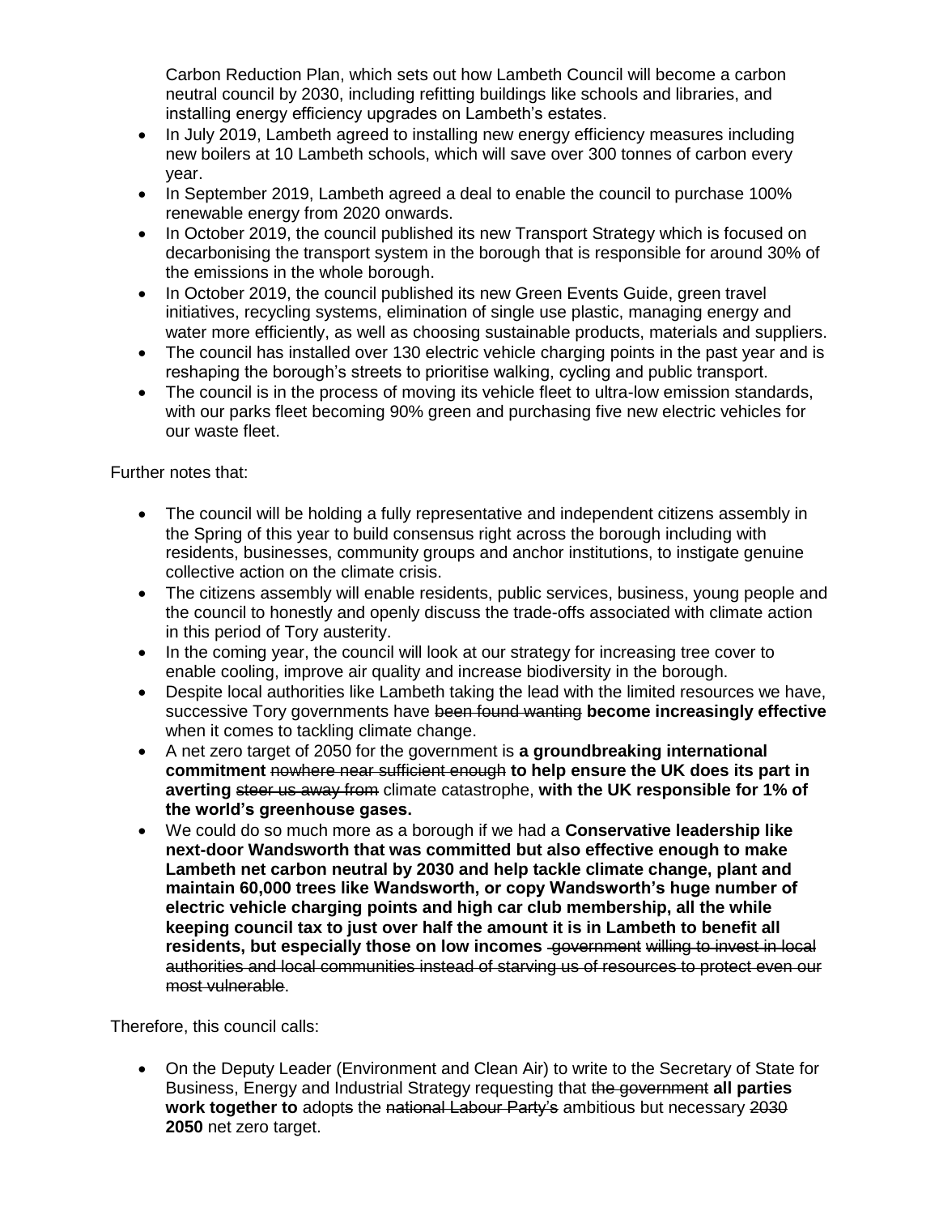Carbon Reduction Plan, which sets out how Lambeth Council will become a carbon neutral council by 2030, including refitting buildings like schools and libraries, and installing energy efficiency upgrades on Lambeth's estates.

- In July 2019, Lambeth agreed to installing new energy efficiency measures including new boilers at 10 Lambeth schools, which will save over 300 tonnes of carbon every year.
- In September 2019, Lambeth agreed a deal to enable the council to purchase 100% renewable energy from 2020 onwards.
- In October 2019, the council published its new Transport Strategy which is focused on decarbonising the transport system in the borough that is responsible for around 30% of the emissions in the whole borough.
- In October 2019, the council published its new Green Events Guide, green travel initiatives, recycling systems, elimination of single use plastic, managing energy and water more efficiently, as well as choosing sustainable products, materials and suppliers.
- The council has installed over 130 electric vehicle charging points in the past year and is reshaping the borough's streets to prioritise walking, cycling and public transport.
- The council is in the process of moving its vehicle fleet to ultra-low emission standards, with our parks fleet becoming 90% green and purchasing five new electric vehicles for our waste fleet.

Further notes that:

- The council will be holding a fully representative and independent citizens assembly in the Spring of this year to build consensus right across the borough including with residents, businesses, community groups and anchor institutions, to instigate genuine collective action on the climate crisis.
- The citizens assembly will enable residents, public services, business, young people and the council to honestly and openly discuss the trade-offs associated with climate action in this period of Tory austerity.
- In the coming year, the council will look at our strategy for increasing tree cover to enable cooling, improve air quality and increase biodiversity in the borough.
- Despite local authorities like Lambeth taking the lead with the limited resources we have, successive Tory governments have ~~been found wanting~~ **become increasingly effective** when it comes to tackling climate change.
- A net zero target of 2050 for the government is **a groundbreaking international commitment** ~~nowhere near sufficient enough~~ **to help ensure the UK does its part in averting** ~~steer us away from~~ climate catastrophe, **with the UK responsible for 1% of the world's greenhouse gases.**
- We could do so much more as a borough if we had a **Conservative leadership like next-door Wandsworth that was committed but also effective enough to make Lambeth net carbon neutral by 2030 and help tackle climate change, plant and maintain 60,000 trees like Wandsworth, or copy Wandsworth's huge number of electric vehicle charging points and high car club membership, all the while keeping council tax to just over half the amount it is in Lambeth to benefit all residents, but especially those on low incomes** ~~government willing to invest in local authorities and local communities instead of starving us of resources to protect even our most vulnerable~~.

Therefore, this council calls:

- On the Deputy Leader (Environment and Clean Air) to write to the Secretary of State for Business, Energy and Industrial Strategy requesting that ~~the government~~ **all parties work together to** adopt~~s~~ the ~~national Labour Party's~~ ambitious but necessary ~~2030~~ **2050** net zero target.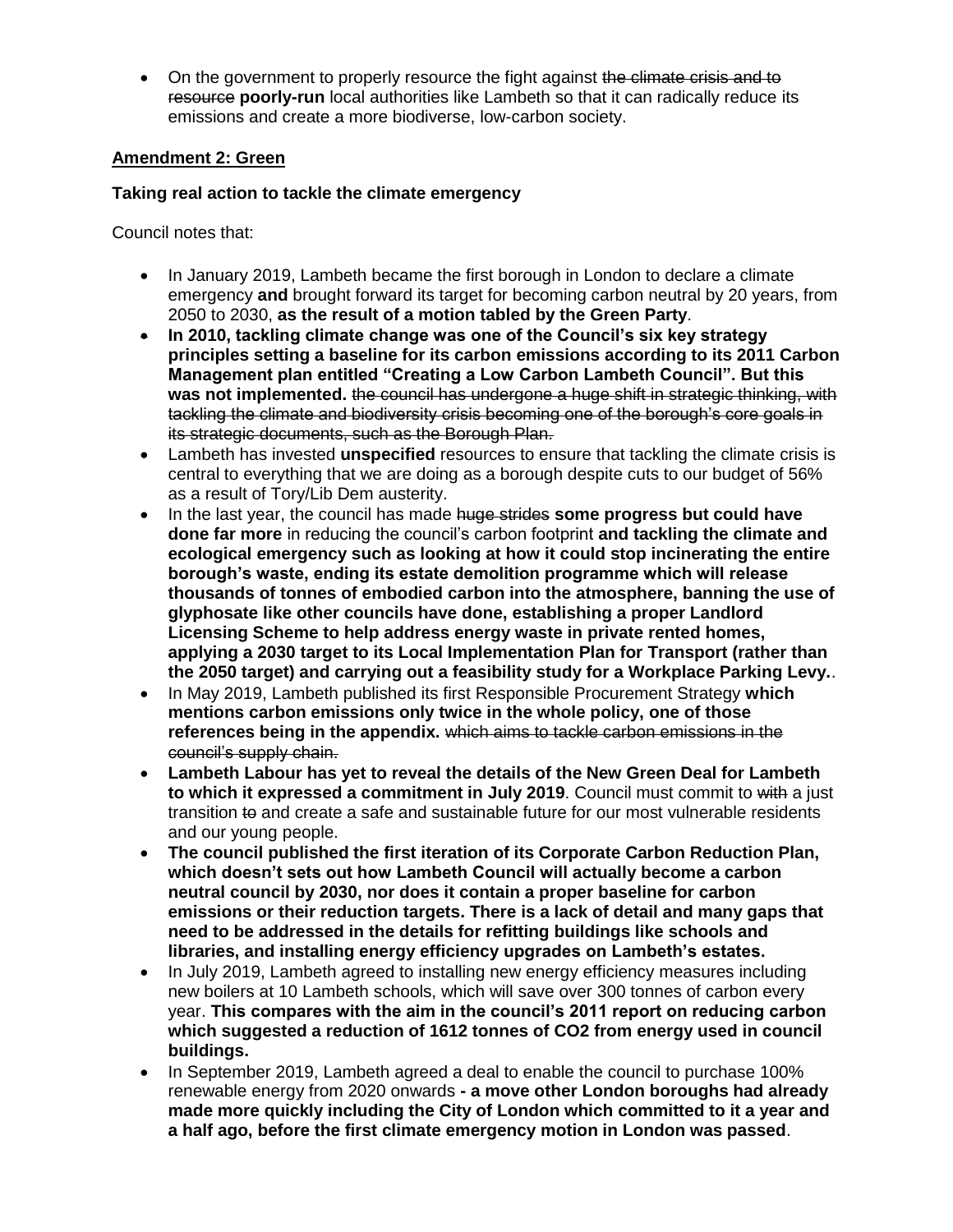- On the government to properly resource the fight against ~~the climate crisis and to resource~~ **poorly-run** local authorities like Lambeth so that it can radically reduce its emissions and create a more biodiverse, low-carbon society.

**Amendment 2: Green**

**Taking real action to tackle the climate emergency**

Council notes that:

- In January 2019, Lambeth became the first borough in London to declare a climate emergency **and** brought forward its target for becoming carbon neutral by 20 years, from 2050 to 2030, **as the result of a motion tabled by the Green Party**.
- **In 2010, tackling climate change was one of the Council's six key strategy principles setting a baseline for its carbon emissions according to its 2011 Carbon Management plan entitled "Creating a Low Carbon Lambeth Council". But this was not implemented.** ~~the council has undergone a huge shift in strategic thinking, with tackling the climate and biodiversity crisis becoming one of the borough's core goals in its strategic documents, such as the Borough Plan.~~
- Lambeth has invested **unspecified** resources to ensure that tackling the climate crisis is central to everything that we are doing as a borough despite cuts to our budget of 56% as a result of Tory/Lib Dem austerity.
- In the last year, the council has made ~~huge strides~~ **some progress but could have done far more** in reducing the council's carbon footprint **and tackling the climate and ecological emergency such as looking at how it could stop incinerating the entire borough's waste, ending its estate demolition programme which will release thousands of tonnes of embodied carbon into the atmosphere, banning the use of glyphosate like other councils have done, establishing a proper Landlord Licensing Scheme to help address energy waste in private rented homes, applying a 2030 target to its Local Implementation Plan for Transport (rather than the 2050 target) and carrying out a feasibility study for a Workplace Parking Levy.**.
- In May 2019, Lambeth published its first Responsible Procurement Strategy **which mentions carbon emissions only twice in the whole policy, one of those references being in the appendix.** ~~which aims to tackle carbon emissions in the council's supply chain.~~
- **Lambeth Labour has yet to reveal the details of the New Green Deal for Lambeth to which it expressed a commitment in July 2019**. Council must commit to ~~with~~ a just transition ~~to~~ and create a safe and sustainable future for our most vulnerable residents and our young people.
- **The council published the first iteration of its Corporate Carbon Reduction Plan, which doesn't sets out how Lambeth Council will actually become a carbon neutral council by 2030, nor does it contain a proper baseline for carbon emissions or their reduction targets. There is a lack of detail and many gaps that need to be addressed in the details for refitting buildings like schools and libraries, and installing energy efficiency upgrades on Lambeth's estates.**
- In July 2019, Lambeth agreed to installing new energy efficiency measures including new boilers at 10 Lambeth schools, which will save over 300 tonnes of carbon every year. **This compares with the aim in the council's 2011 report on reducing carbon which suggested a reduction of 1612 tonnes of $CO_2$ from energy used in council buildings.**
- In September 2019, Lambeth agreed a deal to enable the council to purchase 100% renewable energy from 2020 onwards **- a move other London boroughs had already made more quickly including the City of London which committed to it a year and a half ago, before the first climate emergency motion in London was passed**.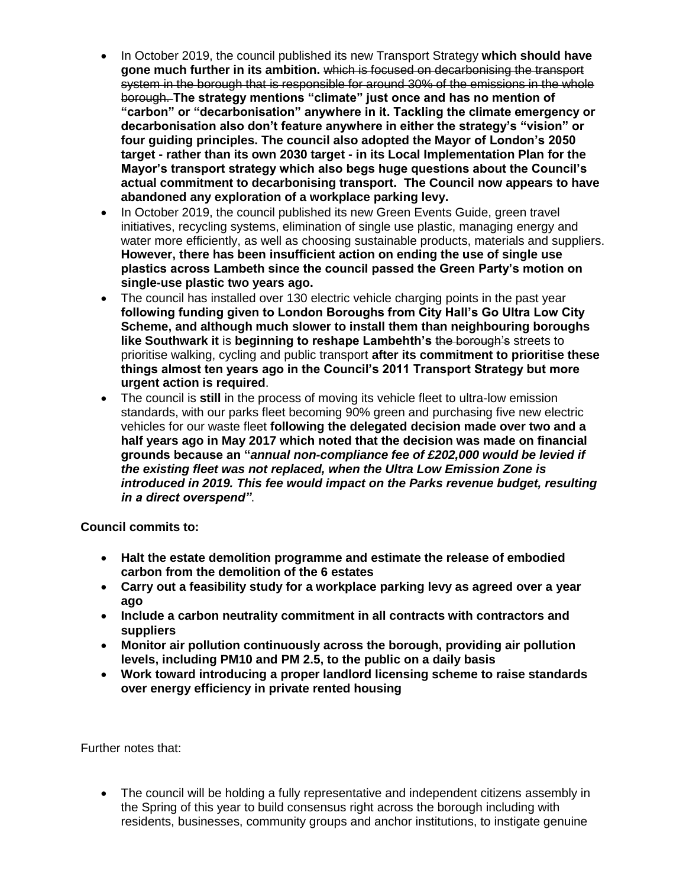- In October 2019, the council published its new Transport Strategy **which should have gone much further in its ambition.** ~~which is focused on decarbonising the transport system in the borough that is responsible for around 30% of the emissions in the whole borough.~~ **The strategy mentions "climate" just once and has no mention of "carbon" or "decarbonisation" anywhere in it. Tackling the climate emergency or decarbonisation also don't feature anywhere in either the strategy's "vision" or four guiding principles. The council also adopted the Mayor of London's 2050 target - rather than its own 2030 target - in its Local Implementation Plan for the Mayor's transport strategy which also begs huge questions about the Council's actual commitment to decarbonising transport. The Council now appears to have abandoned any exploration of a workplace parking levy.**
- In October 2019, the council published its new Green Events Guide, green travel initiatives, recycling systems, elimination of single use plastic, managing energy and water more efficiently, as well as choosing sustainable products, materials and suppliers. **However, there has been insufficient action on ending the use of single use plastics across Lambeth since the council passed the Green Party's motion on single-use plastic two years ago.**
- The council has installed over 130 electric vehicle charging points in the past year **following funding given to London Boroughs from City Hall's Go Ultra Low City Scheme, and although much slower to install them than neighbouring boroughs like Southwark it** is **beginning to reshape Lambehth's** ~~the borough's~~ streets to prioritise walking, cycling and public transport **after its commitment to prioritise these things almost ten years ago in the Council's 2011 Transport Strategy but more urgent action is required**.
- The council is **still** in the process of moving its vehicle fleet to ultra-low emission standards, with our parks fleet becoming 90% green and purchasing five new electric vehicles for our waste fleet **following the delegated decision made over two and a half years ago in May 2017 which noted that the decision was made on financial grounds because an "*annual non-compliance fee of £202,000 would be levied if the existing fleet was not replaced, when the Ultra Low Emission Zone is introduced in 2019. This fee would impact on the Parks revenue budget, resulting in a direct overspend"***.

**Council commits to:**

- **Halt the estate demolition programme and estimate the release of embodied carbon from the demolition of the 6 estates**
- **Carry out a feasibility study for a workplace parking levy as agreed over a year ago**
- **Include a carbon neutrality commitment in all contracts with contractors and suppliers**
- **Monitor air pollution continuously across the borough, providing air pollution levels, including PM10 and PM 2.5, to the public on a daily basis**
- **Work toward introducing a proper landlord licensing scheme to raise standards over energy efficiency in private rented housing**

Further notes that:

- The council will be holding a fully representative and independent citizens assembly in the Spring of this year to build consensus right across the borough including with residents, businesses, community groups and anchor institutions, to instigate genuine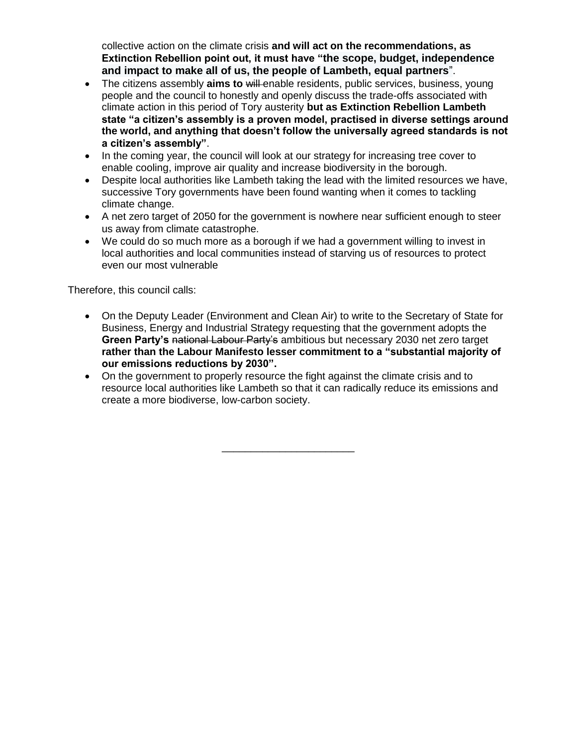collective action on the climate crisis **and will act on the recommendations, as Extinction Rebellion point out, it must have "the scope, budget, independence and impact to make all of us, the people of Lambeth, equal partners**".

- The citizens assembly **aims to** ~~will~~ enable residents, public services, business, young people and the council to honestly and openly discuss the trade-offs associated with climate action in this period of Tory austerity **but as Extinction Rebellion Lambeth state "a citizen's assembly is a proven model, practised in diverse settings around the world, and anything that doesn't follow the universally agreed standards is not a citizen's assembly"**.
- In the coming year, the council will look at our strategy for increasing tree cover to enable cooling, improve air quality and increase biodiversity in the borough.
- Despite local authorities like Lambeth taking the lead with the limited resources we have, successive Tory governments have been found wanting when it comes to tackling climate change.
- A net zero target of 2050 for the government is nowhere near sufficient enough to steer us away from climate catastrophe.
- We could do so much more as a borough if we had a government willing to invest in local authorities and local communities instead of starving us of resources to protect even our most vulnerable

Therefore, this council calls:

- On the Deputy Leader (Environment and Clean Air) to write to the Secretary of State for Business, Energy and Industrial Strategy requesting that the government adopts the **Green Party's** ~~national Labour Party's~~ ambitious but necessary 2030 net zero target **rather than the Labour Manifesto lesser commitment to a "substantial majority of our emissions reductions by 2030".**
- On the government to properly resource the fight against the climate crisis and to resource local authorities like Lambeth so that it can radically reduce its emissions and create a more biodiverse, low-carbon society.

\_\_\_\_\_\_\_\_\_\_\_\_\_\_\_\_\_\_\_\_\_\_\_